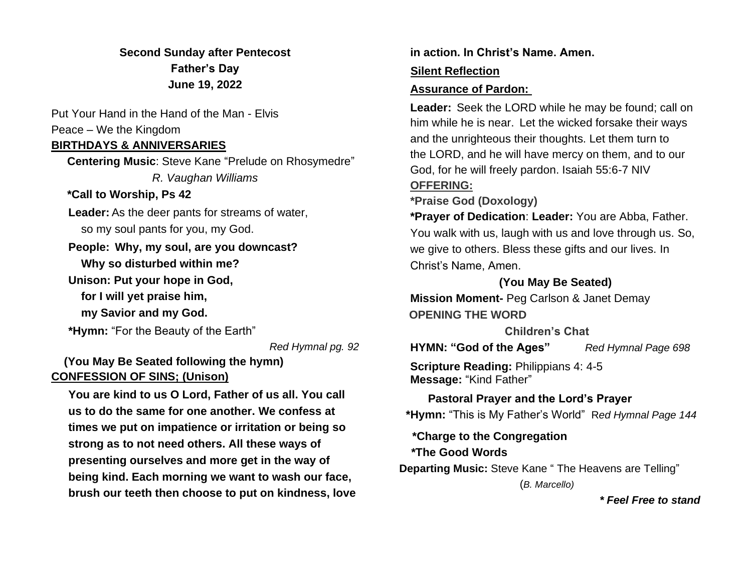**Second Sunday after Pentecost**
**Father's Day**
**June 19, 2022**

Put Your Hand in the Hand of the Man - Elvis
Peace – We the Kingdom

**BIRTHDAYS & ANNIVERSARIES**

**Centering Music**: Steve Kane "Prelude on Rhosymedre"
*R. Vaughan Williams*

***Call to Worship, Ps 42**

**Leader:** As the deer pants for streams of water,
so my soul pants for you, my God.

**People: Why, my soul, are you downcast?**
**Why so disturbed within me?**

**Unison: Put your hope in God,**
**for I will yet praise him,**
**my Savior and my God.**

***Hymn:** "For the Beauty of the Earth" *Red Hymnal pg. 92*

**(You May Be Seated following the hymn)**

**CONFESSION OF SINS; (Unison)**

**You are kind to us O Lord, Father of us all. You call us to do the same for one another. We confess at times we put on impatience or irritation or being so strong as to not need others. All these ways of presenting ourselves and more get in the way of being kind. Each morning we want to wash our face, brush our teeth then choose to put on kindness, love in action. In Christ's Name. Amen.**

**Silent Reflection**

**Assurance of Pardon:**

**Leader:** Seek the LORD while he may be found; call on him while he is near. Let the wicked forsake their ways and the unrighteous their thoughts. Let them turn to the LORD, and he will have mercy on them, and to our God, for he will freely pardon. Isaiah 55:6-7 NIV

**OFFERING:**

***Praise God (Doxology)**

***Prayer of Dedication**: **Leader:** You are Abba, Father. You walk with us, laugh with us and love through us. So, we give to others. Bless these gifts and our lives. In Christ's Name, Amen.

**(You May Be Seated)**

**Mission Moment-** Peg Carlson & Janet Demay

**OPENING THE WORD**

**Children's Chat**

**HYMN: "God of the Ages"** *Red Hymnal Page 698*

**Scripture Reading:** Philippians 4: 4-5
**Message:** "Kind Father"

**Pastoral Prayer and the Lord's Prayer**

***Hymn:** "This is My Father's World" *Red Hymnal Page 144*

***Charge to the Congregation**

***The Good Words**

**Departing Music:** Steve Kane " The Heavens are Telling"
(*B. Marcello)*

***\* Feel Free to stand***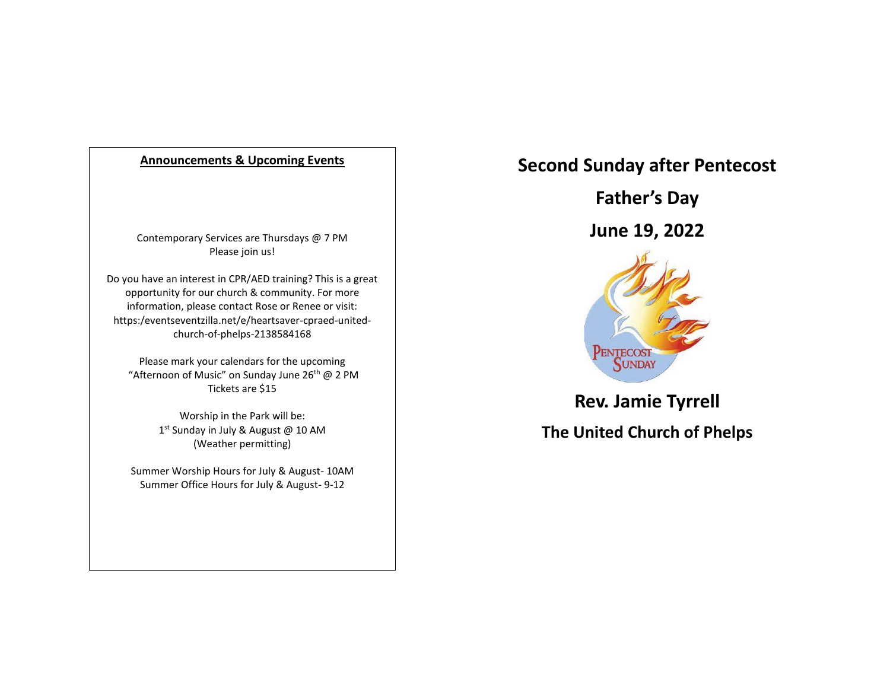## Announcements & Upcoming Events

Contemporary Services are Thursdays @ 7 PM
Please join us!

Do you have an interest in CPR/AED training? This is a great opportunity for our church & community. For more information, please contact Rose or Renee or visit: https:/eventseventzilla.net/e/heartsaver-cpraed-united-church-of-phelps-2138584168

Please mark your calendars for the upcoming "Afternoon of Music" on Sunday June 26th @ 2 PM
Tickets are $15

Worship in the Park will be:
1st Sunday in July & August @ 10 AM
(Weather permitting)

Summer Worship Hours for July & August- 10AM
Summer Office Hours for July & August- 9-12

# Second Sunday after Pentecost

# Father's Day

# June 19, 2022

PENTECOST SUNDAY

## Rev. Jamie Tyrrell

## The United Church of Phelps